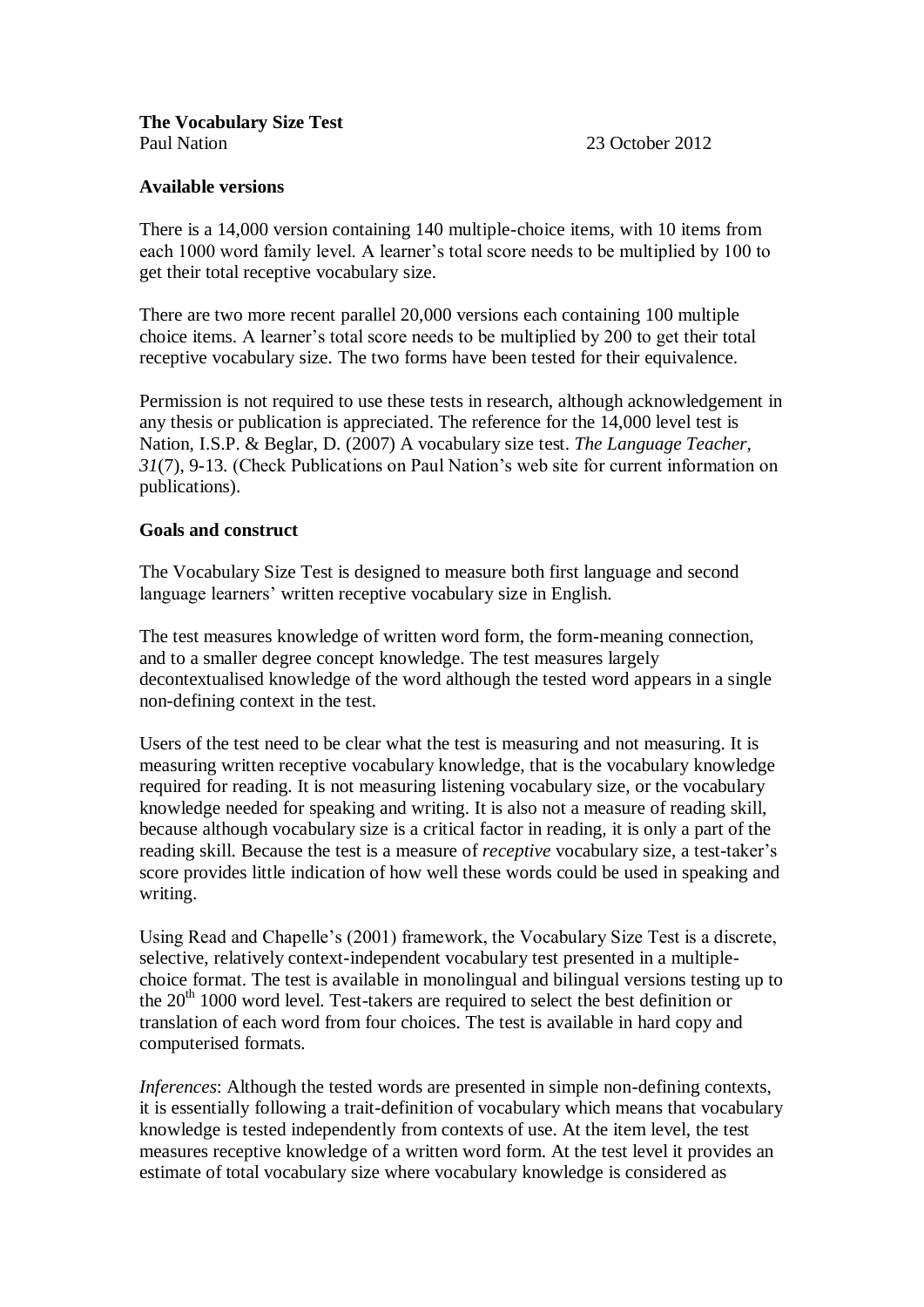**The Vocabulary Size Test**

Paul Nation 23 October 2012

**Available versions**

There is a 14,000 version containing 140 multiple-choice items, with 10 items from each 1000 word family level. A learner's total score needs to be multiplied by 100 to get their total receptive vocabulary size.

There are two more recent parallel 20,000 versions each containing 100 multiple choice items. A learner's total score needs to be multiplied by 200 to get their total receptive vocabulary size. The two forms have been tested for their equivalence.

Permission is not required to use these tests in research, although acknowledgement in any thesis or publication is appreciated. The reference for the 14,000 level test is Nation, I.S.P. & Beglar, D. (2007) A vocabulary size test. *The Language Teacher, 31*(7), 9-13. (Check Publications on Paul Nation's web site for current information on publications).

**Goals and construct**

The Vocabulary Size Test is designed to measure both first language and second language learners' written receptive vocabulary size in English.

The test measures knowledge of written word form, the form-meaning connection, and to a smaller degree concept knowledge. The test measures largely decontextualised knowledge of the word although the tested word appears in a single non-defining context in the test.

Users of the test need to be clear what the test is measuring and not measuring. It is measuring written receptive vocabulary knowledge, that is the vocabulary knowledge required for reading. It is not measuring listening vocabulary size, or the vocabulary knowledge needed for speaking and writing. It is also not a measure of reading skill, because although vocabulary size is a critical factor in reading, it is only a part of the reading skill. Because the test is a measure of *receptive* vocabulary size, a test-taker's score provides little indication of how well these words could be used in speaking and writing.

Using Read and Chapelle's (2001) framework, the Vocabulary Size Test is a discrete, selective, relatively context-independent vocabulary test presented in a multiple-choice format. The test is available in monolingual and bilingual versions testing up to the 20th 1000 word level. Test-takers are required to select the best definition or translation of each word from four choices. The test is available in hard copy and computerised formats.

*Inferences*: Although the tested words are presented in simple non-defining contexts, it is essentially following a trait-definition of vocabulary which means that vocabulary knowledge is tested independently from contexts of use. At the item level, the test measures receptive knowledge of a written word form. At the test level it provides an estimate of total vocabulary size where vocabulary knowledge is considered as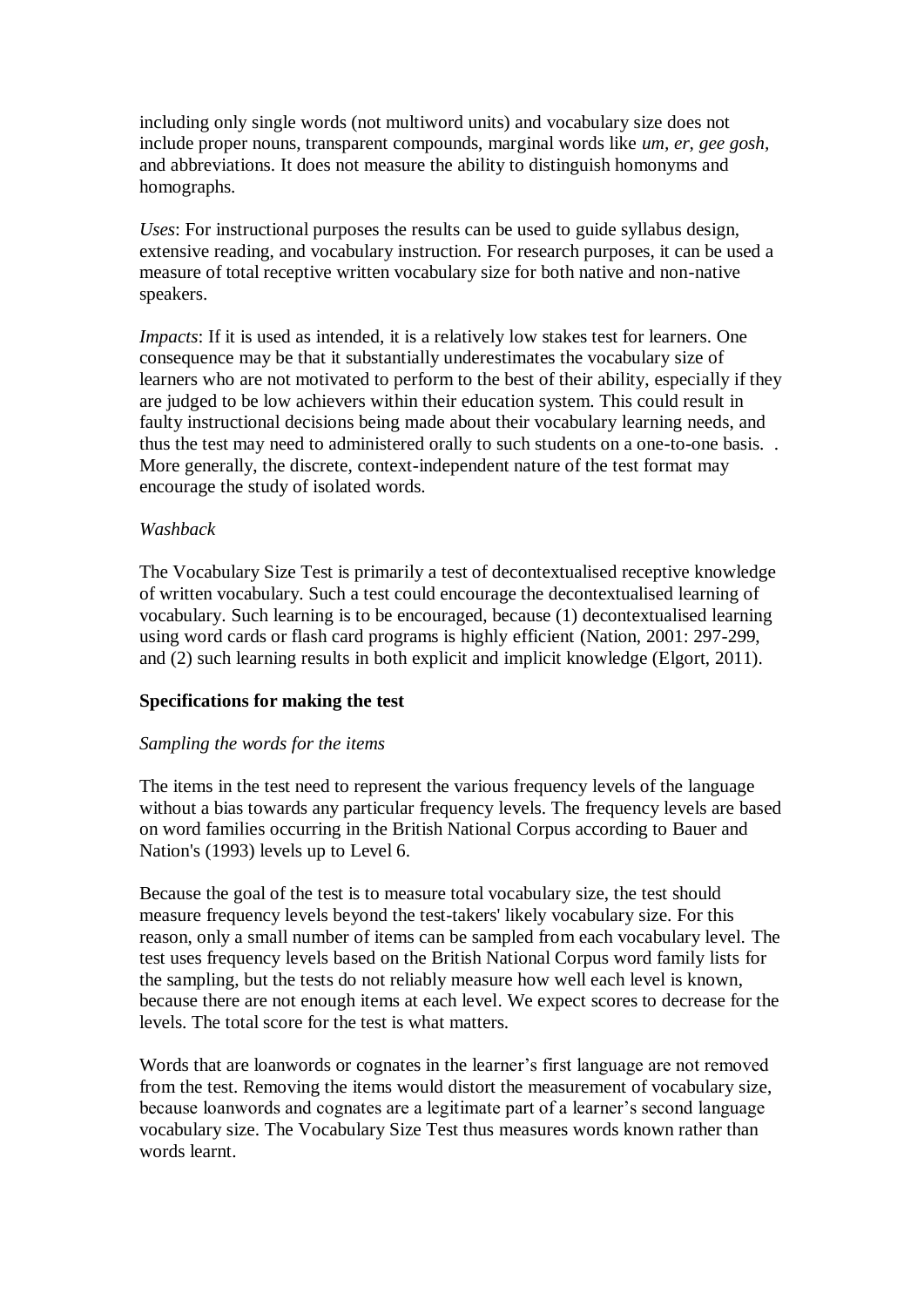including only single words (not multiword units) and vocabulary size does not include proper nouns, transparent compounds, marginal words like *um, er, gee gosh,* and abbreviations. It does not measure the ability to distinguish homonyms and homographs.

*Uses*: For instructional purposes the results can be used to guide syllabus design, extensive reading, and vocabulary instruction. For research purposes, it can be used a measure of total receptive written vocabulary size for both native and non-native speakers.

*Impacts*: If it is used as intended, it is a relatively low stakes test for learners. One consequence may be that it substantially underestimates the vocabulary size of learners who are not motivated to perform to the best of their ability, especially if they are judged to be low achievers within their education system. This could result in faulty instructional decisions being made about their vocabulary learning needs, and thus the test may need to administered orally to such students on a one-to-one basis. . More generally, the discrete, context-independent nature of the test format may encourage the study of isolated words.

*Washback*

The Vocabulary Size Test is primarily a test of decontextualised receptive knowledge of written vocabulary. Such a test could encourage the decontextualised learning of vocabulary. Such learning is to be encouraged, because (1) decontextualised learning using word cards or flash card programs is highly efficient (Nation, 2001: 297-299, and (2) such learning results in both explicit and implicit knowledge (Elgort, 2011).

**Specifications for making the test**

*Sampling the words for the items*

The items in the test need to represent the various frequency levels of the language without a bias towards any particular frequency levels. The frequency levels are based on word families occurring in the British National Corpus according to Bauer and Nation's (1993) levels up to Level 6.

Because the goal of the test is to measure total vocabulary size, the test should measure frequency levels beyond the test-takers' likely vocabulary size. For this reason, only a small number of items can be sampled from each vocabulary level. The test uses frequency levels based on the British National Corpus word family lists for the sampling, but the tests do not reliably measure how well each level is known, because there are not enough items at each level. We expect scores to decrease for the levels. The total score for the test is what matters.

Words that are loanwords or cognates in the learner's first language are not removed from the test. Removing the items would distort the measurement of vocabulary size, because loanwords and cognates are a legitimate part of a learner's second language vocabulary size. The Vocabulary Size Test thus measures words known rather than words learnt.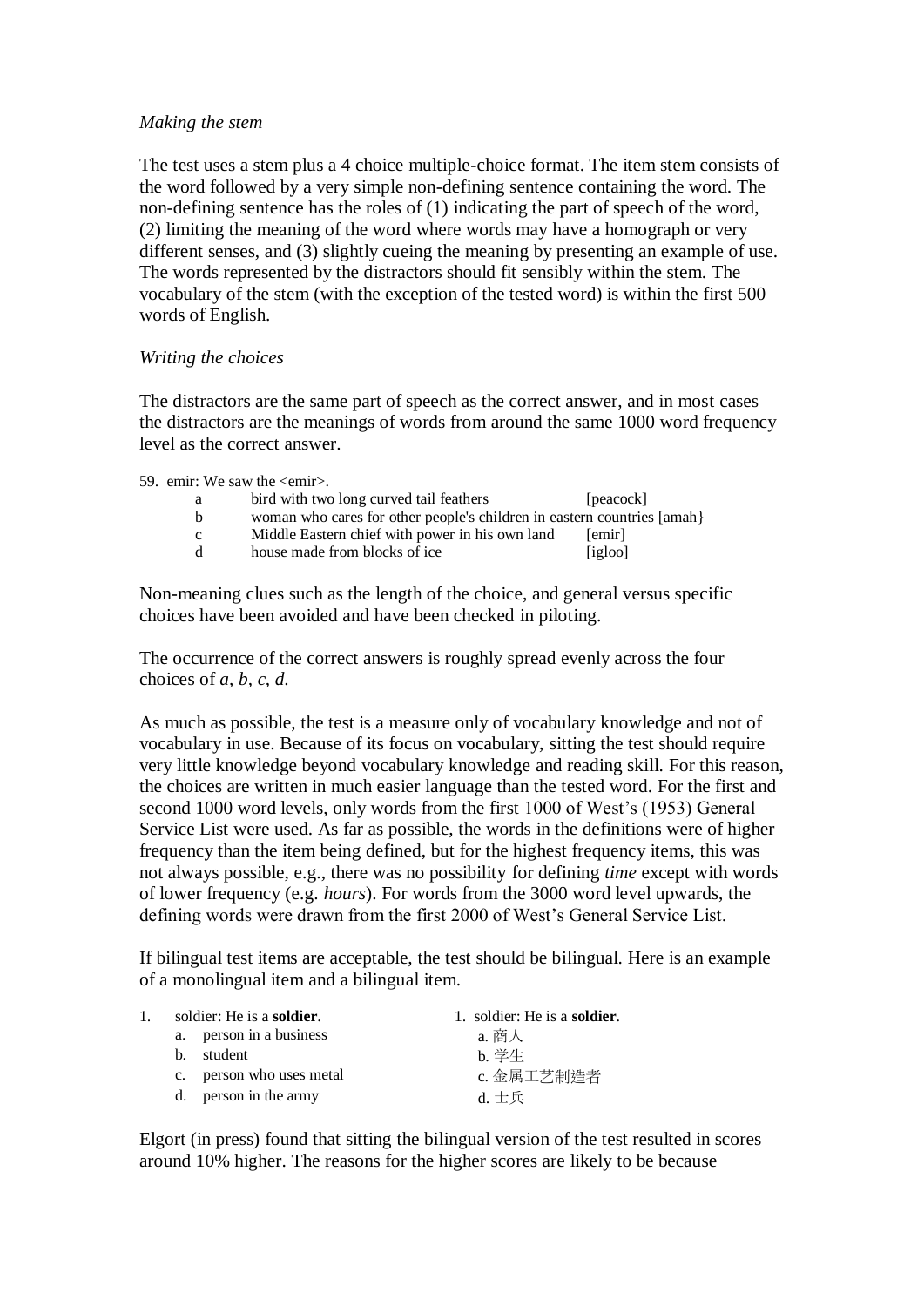*Making the stem*

The test uses a stem plus a 4 choice multiple-choice format. The item stem consists of the word followed by a very simple non-defining sentence containing the word. The non-defining sentence has the roles of (1) indicating the part of speech of the word, (2) limiting the meaning of the word where words may have a homograph or very different senses, and (3) slightly cueing the meaning by presenting an example of use. The words represented by the distractors should fit sensibly within the stem. The vocabulary of the stem (with the exception of the tested word) is within the first 500 words of English.

*Writing the choices*

The distractors are the same part of speech as the correct answer, and in most cases the distractors are the meanings of words from around the same 1000 word frequency level as the correct answer.

59. emir: We saw the <emir>.

| | | |
|---|---|---|
| a | bird with two long curved tail feathers | [peacock] |
| b | woman who cares for other people's children in eastern countries | [amah} |
| c | Middle Eastern chief with power in his own land | [emir] |
| d | house made from blocks of ice | [igloo] |

Non-meaning clues such as the length of the choice, and general versus specific choices have been avoided and have been checked in piloting.

The occurrence of the correct answers is roughly spread evenly across the four choices of *a, b, c, d*.

As much as possible, the test is a measure only of vocabulary knowledge and not of vocabulary in use. Because of its focus on vocabulary, sitting the test should require very little knowledge beyond vocabulary knowledge and reading skill. For this reason, the choices are written in much easier language than the tested word. For the first and second 1000 word levels, only words from the first 1000 of West's (1953) General Service List were used. As far as possible, the words in the definitions were of higher frequency than the item being defined, but for the highest frequency items, this was not always possible, e.g., there was no possibility for defining *time* except with words of lower frequency (e.g. *hours*). For words from the 3000 word level upwards, the defining words were drawn from the first 2000 of West's General Service List.

If bilingual test items are acceptable, the test should be bilingual. Here is an example of a monolingual item and a bilingual item.

1. soldier: He is a **soldier**.
   a. person in a business
   b. student
   c. person who uses metal
   d. person in the army

1. soldier: He is a **soldier**.
   a. 商人
   b. 学生
   c. 金属工艺制造者
   d. 士兵

Elgort (in press) found that sitting the bilingual version of the test resulted in scores around 10% higher. The reasons for the higher scores are likely to be because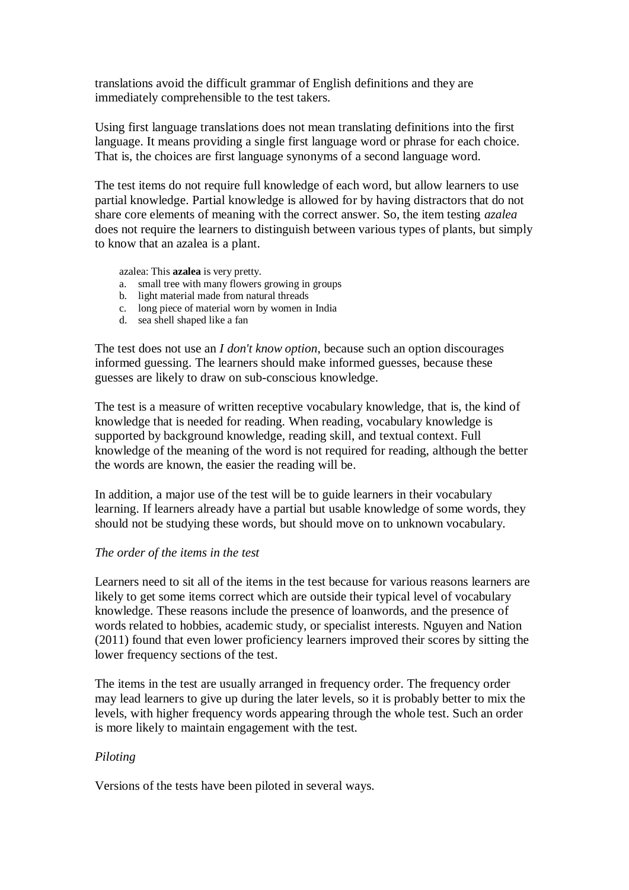translations avoid the difficult grammar of English definitions and they are immediately comprehensible to the test takers.

Using first language translations does not mean translating definitions into the first language. It means providing a single first language word or phrase for each choice. That is, the choices are first language synonyms of a second language word.

The test items do not require full knowledge of each word, but allow learners to use partial knowledge. Partial knowledge is allowed for by having distractors that do not share core elements of meaning with the correct answer. So, the item testing *azalea* does not require the learners to distinguish between various types of plants, but simply to know that an azalea is a plant.

> azalea: This **azalea** is very pretty.
> a. small tree with many flowers growing in groups
> b. light material made from natural threads
> c. long piece of material worn by women in India
> d. sea shell shaped like a fan

The test does not use an *I don't know option*, because such an option discourages informed guessing. The learners should make informed guesses, because these guesses are likely to draw on sub-conscious knowledge.

The test is a measure of written receptive vocabulary knowledge, that is, the kind of knowledge that is needed for reading. When reading, vocabulary knowledge is supported by background knowledge, reading skill, and textual context. Full knowledge of the meaning of the word is not required for reading, although the better the words are known, the easier the reading will be.

In addition, a major use of the test will be to guide learners in their vocabulary learning. If learners already have a partial but usable knowledge of some words, they should not be studying these words, but should move on to unknown vocabulary.

*The order of the items in the test*

Learners need to sit all of the items in the test because for various reasons learners are likely to get some items correct which are outside their typical level of vocabulary knowledge. These reasons include the presence of loanwords, and the presence of words related to hobbies, academic study, or specialist interests. Nguyen and Nation (2011) found that even lower proficiency learners improved their scores by sitting the lower frequency sections of the test.

The items in the test are usually arranged in frequency order. The frequency order may lead learners to give up during the later levels, so it is probably better to mix the levels, with higher frequency words appearing through the whole test. Such an order is more likely to maintain engagement with the test.

*Piloting*

Versions of the tests have been piloted in several ways.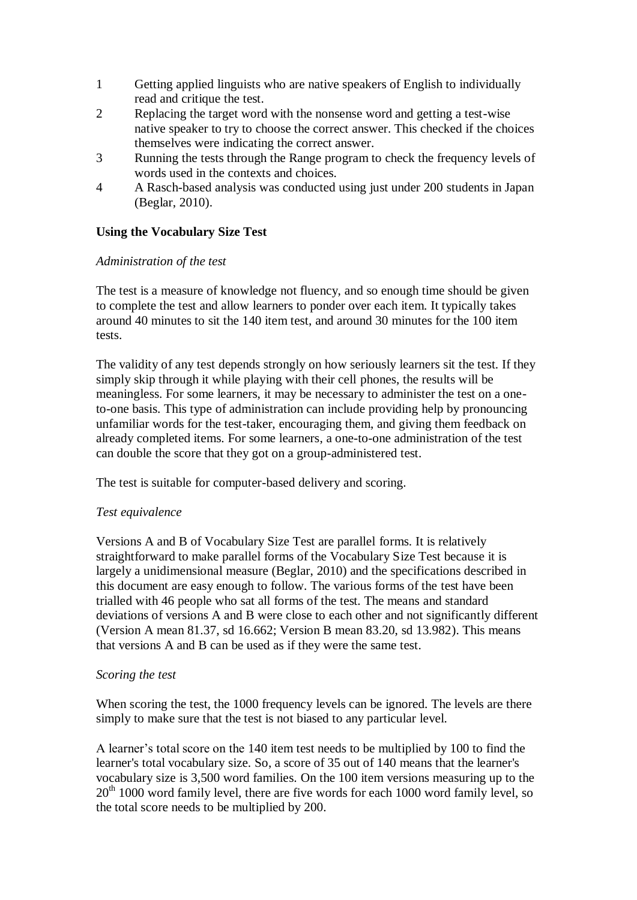1. Getting applied linguists who are native speakers of English to individually read and critique the test.
2. Replacing the target word with the nonsense word and getting a test-wise native speaker to try to choose the correct answer. This checked if the choices themselves were indicating the correct answer.
3. Running the tests through the Range program to check the frequency levels of words used in the contexts and choices.
4. A Rasch-based analysis was conducted using just under 200 students in Japan (Beglar, 2010).

**Using the Vocabulary Size Test**

*Administration of the test*

The test is a measure of knowledge not fluency, and so enough time should be given to complete the test and allow learners to ponder over each item. It typically takes around 40 minutes to sit the 140 item test, and around 30 minutes for the 100 item tests.

The validity of any test depends strongly on how seriously learners sit the test. If they simply skip through it while playing with their cell phones, the results will be meaningless. For some learners, it may be necessary to administer the test on a one-to-one basis. This type of administration can include providing help by pronouncing unfamiliar words for the test-taker, encouraging them, and giving them feedback on already completed items. For some learners, a one-to-one administration of the test can double the score that they got on a group-administered test.

The test is suitable for computer-based delivery and scoring.

*Test equivalence*

Versions A and B of Vocabulary Size Test are parallel forms. It is relatively straightforward to make parallel forms of the Vocabulary Size Test because it is largely a unidimensional measure (Beglar, 2010) and the specifications described in this document are easy enough to follow. The various forms of the test have been trialled with 46 people who sat all forms of the test. The means and standard deviations of versions A and B were close to each other and not significantly different (Version A mean 81.37, sd 16.662; Version B mean 83.20, sd 13.982). This means that versions A and B can be used as if they were the same test.

*Scoring the test*

When scoring the test, the 1000 frequency levels can be ignored. The levels are there simply to make sure that the test is not biased to any particular level.

A learner's total score on the 140 item test needs to be multiplied by 100 to find the learner's total vocabulary size. So, a score of 35 out of 140 means that the learner's vocabulary size is 3,500 word families. On the 100 item versions measuring up to the 20th 1000 word family level, there are five words for each 1000 word family level, so the total score needs to be multiplied by 200.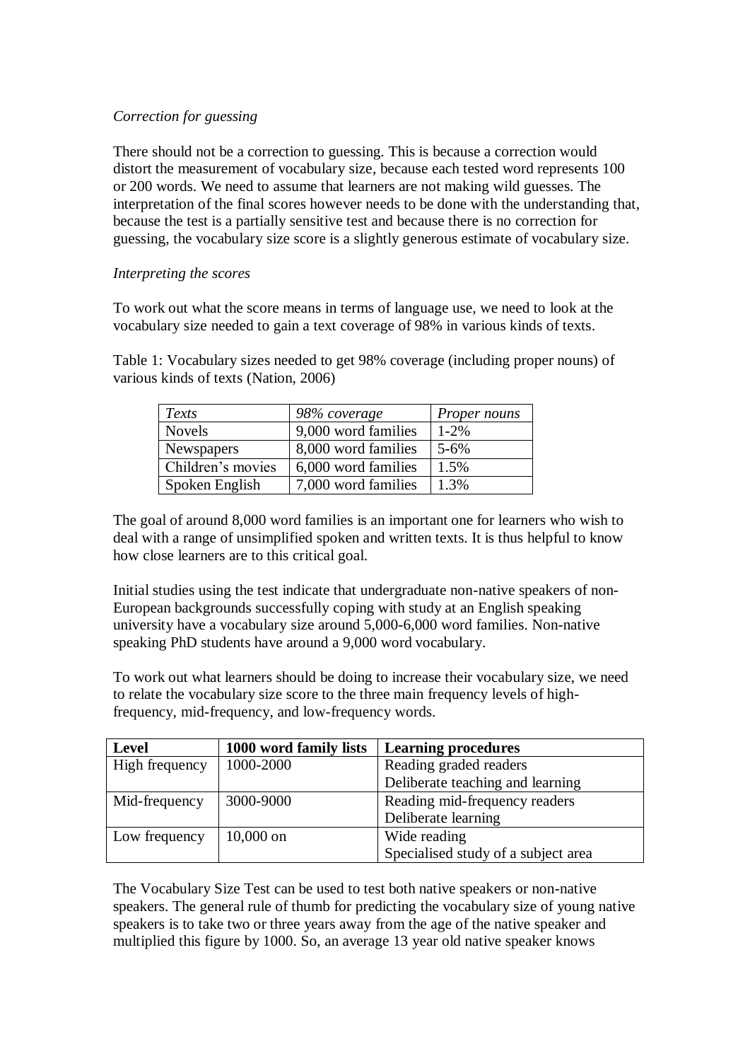*Correction for guessing*

There should not be a correction to guessing. This is because a correction would distort the measurement of vocabulary size, because each tested word represents 100 or 200 words. We need to assume that learners are not making wild guesses. The interpretation of the final scores however needs to be done with the understanding that, because the test is a partially sensitive test and because there is no correction for guessing, the vocabulary size score is a slightly generous estimate of vocabulary size.

*Interpreting the scores*

To work out what the score means in terms of language use, we need to look at the vocabulary size needed to gain a text coverage of 98% in various kinds of texts.

Table 1: Vocabulary sizes needed to get 98% coverage (including proper nouns) of various kinds of texts (Nation, 2006)

| *Texts* | *98% coverage* | *Proper nouns* |
|---|---|---|
| Novels | 9,000 word families | 1-2% |
| Newspapers | 8,000 word families | 5-6% |
| Children's movies | 6,000 word families | 1.5% |
| Spoken English | 7,000 word families | 1.3% |

The goal of around 8,000 word families is an important one for learners who wish to deal with a range of unsimplified spoken and written texts. It is thus helpful to know how close learners are to this critical goal.

Initial studies using the test indicate that undergraduate non-native speakers of non-European backgrounds successfully coping with study at an English speaking university have a vocabulary size around 5,000-6,000 word families. Non-native speaking PhD students have around a 9,000 word vocabulary.

To work out what learners should be doing to increase their vocabulary size, we need to relate the vocabulary size score to the three main frequency levels of high-frequency, mid-frequency, and low-frequency words.

| **Level** | **1000 word family lists** | **Learning procedures** |
|---|---|---|
| High frequency | 1000-2000 | Reading graded readers<br>Deliberate teaching and learning |
| Mid-frequency | 3000-9000 | Reading mid-frequency readers<br>Deliberate learning |
| Low frequency | 10,000 on | Wide reading<br>Specialised study of a subject area |

The Vocabulary Size Test can be used to test both native speakers or non-native speakers. The general rule of thumb for predicting the vocabulary size of young native speakers is to take two or three years away from the age of the native speaker and multiplied this figure by 1000. So, an average 13 year old native speaker knows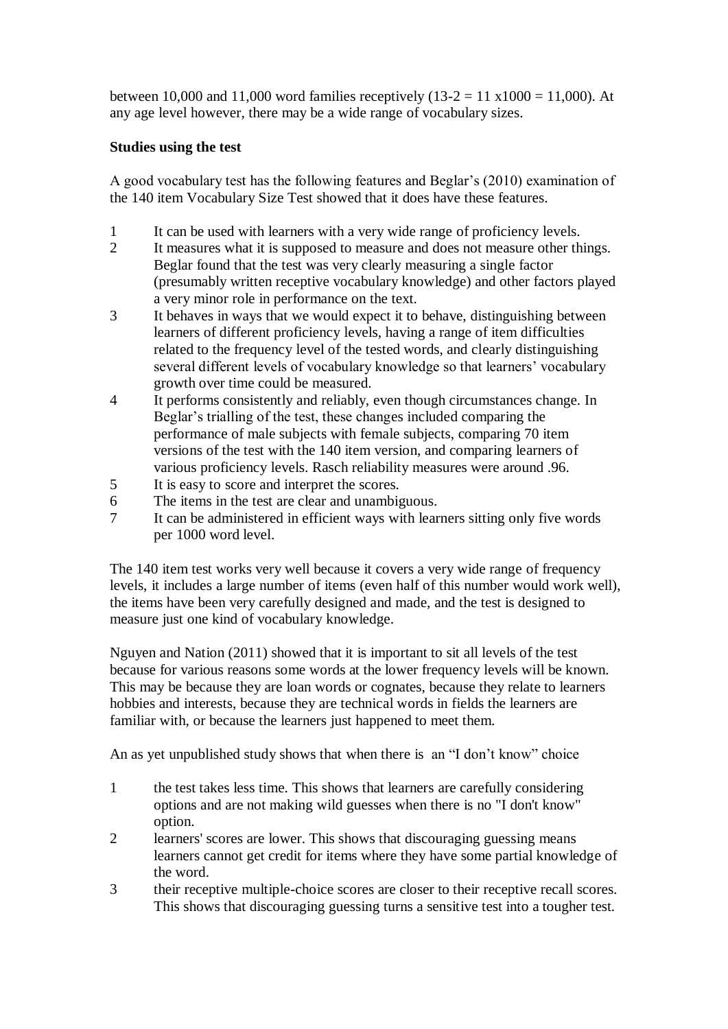between 10,000 and 11,000 word families receptively (13-2 = 11 x1000 = 11,000). At any age level however, there may be a wide range of vocabulary sizes.

**Studies using the test**

A good vocabulary test has the following features and Beglar's (2010) examination of the 140 item Vocabulary Size Test showed that it does have these features.

1. It can be used with learners with a very wide range of proficiency levels.
2. It measures what it is supposed to measure and does not measure other things. Beglar found that the test was very clearly measuring a single factor (presumably written receptive vocabulary knowledge) and other factors played a very minor role in performance on the text.
3. It behaves in ways that we would expect it to behave, distinguishing between learners of different proficiency levels, having a range of item difficulties related to the frequency level of the tested words, and clearly distinguishing several different levels of vocabulary knowledge so that learners' vocabulary growth over time could be measured.
4. It performs consistently and reliably, even though circumstances change. In Beglar's trialling of the test, these changes included comparing the performance of male subjects with female subjects, comparing 70 item versions of the test with the 140 item version, and comparing learners of various proficiency levels. Rasch reliability measures were around .96.
5. It is easy to score and interpret the scores.
6. The items in the test are clear and unambiguous.
7. It can be administered in efficient ways with learners sitting only five words per 1000 word level.

The 140 item test works very well because it covers a very wide range of frequency levels, it includes a large number of items (even half of this number would work well), the items have been very carefully designed and made, and the test is designed to measure just one kind of vocabulary knowledge.

Nguyen and Nation (2011) showed that it is important to sit all levels of the test because for various reasons some words at the lower frequency levels will be known. This may be because they are loan words or cognates, because they relate to learners hobbies and interests, because they are technical words in fields the learners are familiar with, or because the learners just happened to meet them.

An as yet unpublished study shows that when there is an "I don't know" choice

1. the test takes less time. This shows that learners are carefully considering options and are not making wild guesses when there is no "I don't know" option.
2. learners' scores are lower. This shows that discouraging guessing means learners cannot get credit for items where they have some partial knowledge of the word.
3. their receptive multiple-choice scores are closer to their receptive recall scores. This shows that discouraging guessing turns a sensitive test into a tougher test.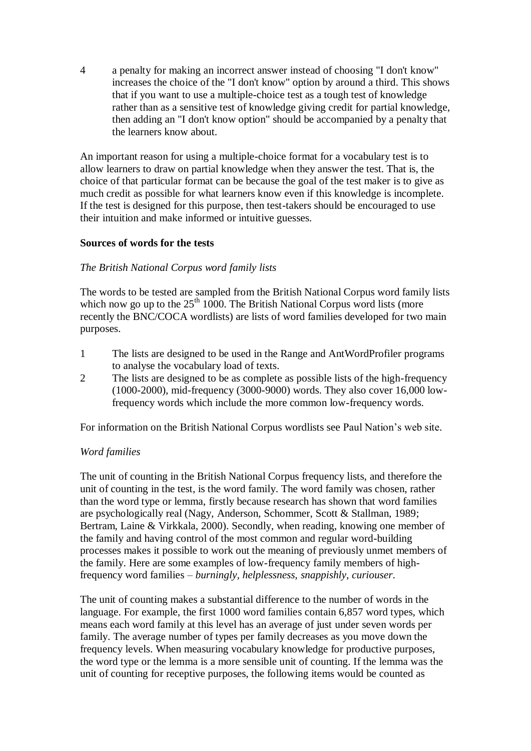4 a penalty for making an incorrect answer instead of choosing "I don't know" increases the choice of the "I don't know" option by around a third. This shows that if you want to use a multiple-choice test as a tough test of knowledge rather than as a sensitive test of knowledge giving credit for partial knowledge, then adding an "I don't know option" should be accompanied by a penalty that the learners know about.

An important reason for using a multiple-choice format for a vocabulary test is to allow learners to draw on partial knowledge when they answer the test. That is, the choice of that particular format can be because the goal of the test maker is to give as much credit as possible for what learners know even if this knowledge is incomplete. If the test is designed for this purpose, then test-takers should be encouraged to use their intuition and make informed or intuitive guesses.

**Sources of words for the tests**

*The British National Corpus word family lists*

The words to be tested are sampled from the British National Corpus word family lists which now go up to the 25th 1000. The British National Corpus word lists (more recently the BNC/COCA wordlists) are lists of word families developed for two main purposes.

1 The lists are designed to be used in the Range and AntWordProfiler programs to analyse the vocabulary load of texts.
2 The lists are designed to be as complete as possible lists of the high-frequency (1000-2000), mid-frequency (3000-9000) words. They also cover 16,000 low-frequency words which include the more common low-frequency words.

For information on the British National Corpus wordlists see Paul Nation's web site.

*Word families*

The unit of counting in the British National Corpus frequency lists, and therefore the unit of counting in the test, is the word family. The word family was chosen, rather than the word type or lemma, firstly because research has shown that word families are psychologically real (Nagy, Anderson, Schommer, Scott & Stallman, 1989; Bertram, Laine & Virkkala, 2000). Secondly, when reading, knowing one member of the family and having control of the most common and regular word-building processes makes it possible to work out the meaning of previously unmet members of the family. Here are some examples of low-frequency family members of high-frequency word families – *burningly, helplessness, snappishly, curiouser*.

The unit of counting makes a substantial difference to the number of words in the language. For example, the first 1000 word families contain 6,857 word types, which means each word family at this level has an average of just under seven words per family. The average number of types per family decreases as you move down the frequency levels. When measuring vocabulary knowledge for productive purposes, the word type or the lemma is a more sensible unit of counting. If the lemma was the unit of counting for receptive purposes, the following items would be counted as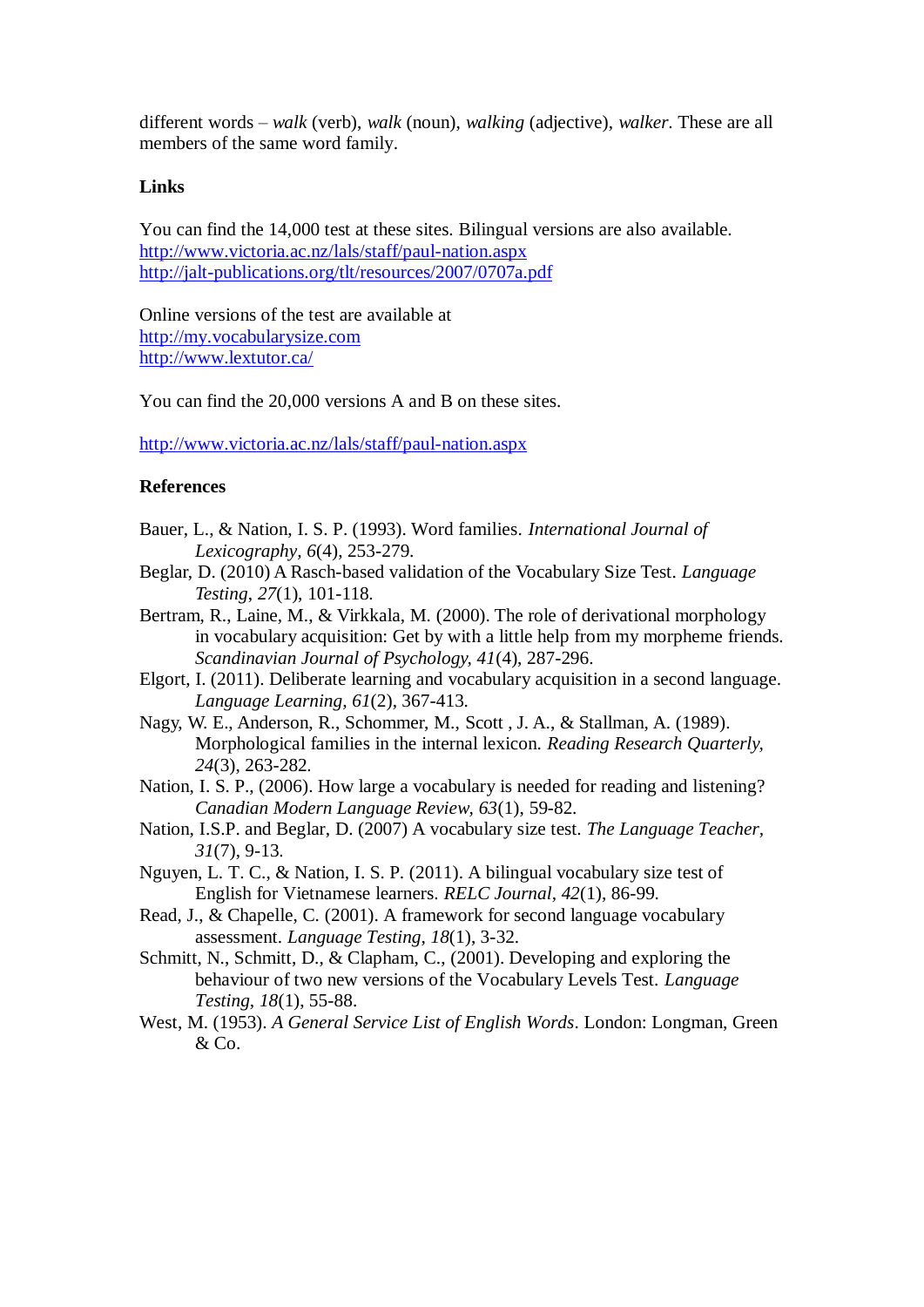different words – *walk* (verb), *walk* (noun), *walking* (adjective), *walker*. These are all members of the same word family.

**Links**

You can find the 14,000 test at these sites. Bilingual versions are also available.
http://www.victoria.ac.nz/lals/staff/paul-nation.aspx
http://jalt-publications.org/tlt/resources/2007/0707a.pdf

Online versions of the test are available at
http://my.vocabularysize.com
http://www.lextutor.ca/

You can find the 20,000 versions A and B on these sites.

http://www.victoria.ac.nz/lals/staff/paul-nation.aspx

**References**

Bauer, L., & Nation, I. S. P. (1993). Word families. *International Journal of Lexicography, 6*(4), 253-279.

Beglar, D. (2010) A Rasch-based validation of the Vocabulary Size Test. *Language Testing*, *27*(1), 101-118.

Bertram, R., Laine, M., & Virkkala, M. (2000). The role of derivational morphology in vocabulary acquisition: Get by with a little help from my morpheme friends. *Scandinavian Journal of Psychology, 41*(4), 287-296.

Elgort, I. (2011). Deliberate learning and vocabulary acquisition in a second language. *Language Learning*, *61*(2), 367-413.

Nagy, W. E., Anderson, R., Schommer, M., Scott , J. A., & Stallman, A. (1989). Morphological families in the internal lexicon. *Reading Research Quarterly, 24*(3), 263-282.

Nation, I. S. P., (2006). How large a vocabulary is needed for reading and listening? *Canadian Modern Language Review, 63*(1), 59-82.

Nation, I.S.P. and Beglar, D. (2007) A vocabulary size test. *The Language Teacher*, *31*(7), 9-13.

Nguyen, L. T. C., & Nation, I. S. P. (2011). A bilingual vocabulary size test of English for Vietnamese learners. *RELC Journal*, *42*(1), 86-99.

Read, J., & Chapelle, C. (2001). A framework for second language vocabulary assessment. *Language Testing, 18*(1), 3-32.

Schmitt, N., Schmitt, D., & Clapham, C., (2001). Developing and exploring the behaviour of two new versions of the Vocabulary Levels Test. *Language Testing, 18*(1), 55-88.

West, M. (1953). *A General Service List of English Words*. London: Longman, Green & Co.